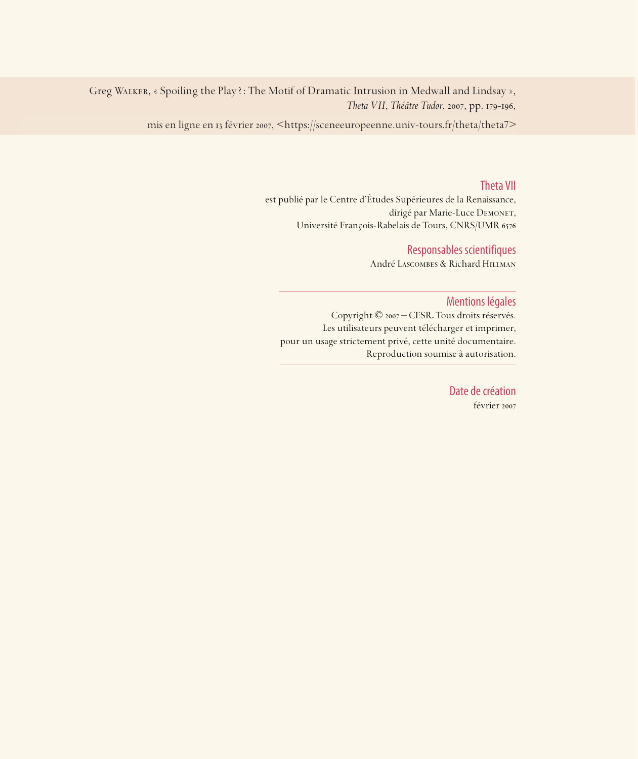Greg Walker, « Spoiling the Play ? : The Motif of Dramatic Intrusion in Medwall and Lindsay »,
*Theta VII*, *Théâtre Tudor*, 2007, pp. 179-196,

mis en ligne en 13 février 2007, <https://sceneeuropeenne.univ-tours.fr/theta/theta7>

### Theta VII

est publié par le Centre d'Études Supérieures de la Renaissance,
dirigé par Marie-Luce Demonet,
Université François-Rabelais de Tours, CNRS/UMR 6576

### Responsables scientifiques

André Lascombes & Richard Hillman

---

### Mentions légales

Copyright © 2007 – CESR. Tous droits réservés.
Les utilisateurs peuvent télécharger et imprimer,
pour un usage strictement privé, cette unité documentaire.
Reproduction soumise à autorisation.

---

### Date de création

février 2007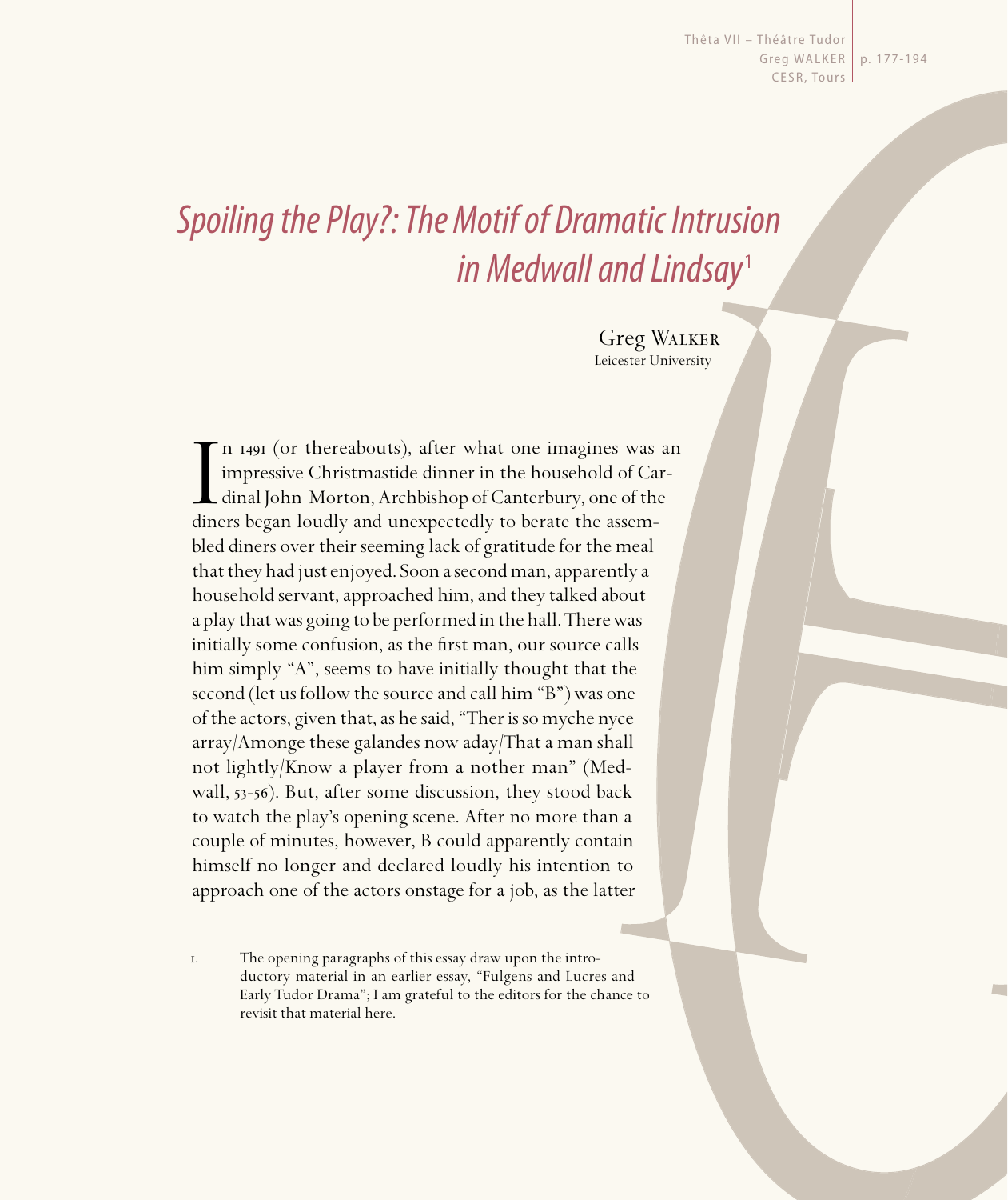# *Spoiling the Play?: The Motif of Dramatic Intrusion in Medwall and Lindsay*[1]

Greg Walker
Leicester University

In 1491 (or thereabouts), after what one imagines was an impressive Christmastide dinner in the household of Cardinal John Morton, Archbishop of Canterbury, one of the diners began loudly and unexpectedly to berate the assembled diners over their seeming lack of gratitude for the meal that they had just enjoyed. Soon a second man, apparently a household servant, approached him, and they talked about a play that was going to be performed in the hall. There was initially some confusion, as the first man, our source calls him simply "A", seems to have initially thought that the second (let us follow the source and call him "B") was one of the actors, given that, as he said, "Ther is so myche nyce array/Amonge these galandes now aday/That a man shall not lightly/Know a player from a nother man" (Medwall, 53-56). But, after some discussion, they stood back to watch the play's opening scene. After no more than a couple of minutes, however, B could apparently contain himself no longer and declared loudly his intention to approach one of the actors onstage for a job, as the latter

1. The opening paragraphs of this essay draw upon the introductory material in an earlier essay, "Fulgens and Lucres and Early Tudor Drama"; I am grateful to the editors for the chance to revisit that material here.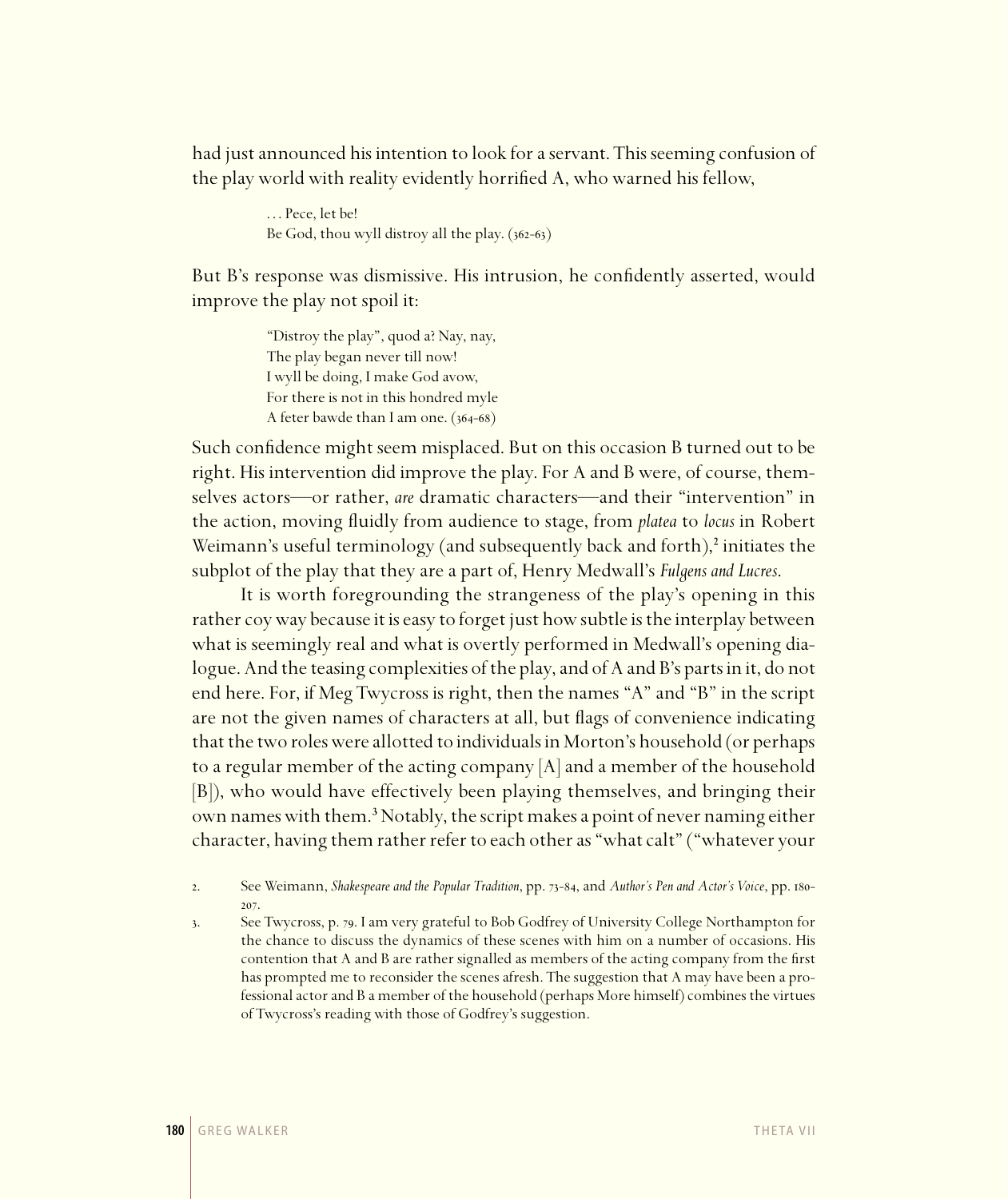had just announced his intention to look for a servant. This seeming confusion of the play world with reality evidently horrified A, who warned his fellow,

> . . . Pece, let be!
> Be God, thou wyll distroy all the play. (362-63)

But B's response was dismissive. His intrusion, he confidently asserted, would improve the play not spoil it:

> "Distroy the play", quod a? Nay, nay,
> The play began never till now!
> I wyll be doing, I make God avow,
> For there is not in this hondred myle
> A feter bawde than I am one. (364-68)

Such confidence might seem misplaced. But on this occasion B turned out to be right. His intervention did improve the play. For A and B were, of course, themselves actors—or rather, *are* dramatic characters—and their "intervention" in the action, moving fluidly from audience to stage, from *platea* to *locus* in Robert Weimann's useful terminology (and subsequently back and forth),[2] initiates the subplot of the play that they are a part of, Henry Medwall's *Fulgens and Lucres*.

It is worth foregrounding the strangeness of the play's opening in this rather coy way because it is easy to forget just how subtle is the interplay between what is seemingly real and what is overtly performed in Medwall's opening dialogue. And the teasing complexities of the play, and of A and B's parts in it, do not end here. For, if Meg Twycross is right, then the names "A" and "B" in the script are not the given names of characters at all, but flags of convenience indicating that the two roles were allotted to individuals in Morton's household (or perhaps to a regular member of the acting company [A] and a member of the household [B]), who would have effectively been playing themselves, and bringing their own names with them.[3] Notably, the script makes a point of never naming either character, having them rather refer to each other as "what calt" ("whatever your

2. See Weimann, *Shakespeare and the Popular Tradition*, pp. 73-84, and *Author's Pen and Actor's Voice*, pp. 180-207.

3. See Twycross, p. 79. I am very grateful to Bob Godfrey of University College Northampton for the chance to discuss the dynamics of these scenes with him on a number of occasions. His contention that A and B are rather signalled as members of the acting company from the first has prompted me to reconsider the scenes afresh. The suggestion that A may have been a professional actor and B a member of the household (perhaps More himself) combines the virtues of Twycross's reading with those of Godfrey's suggestion.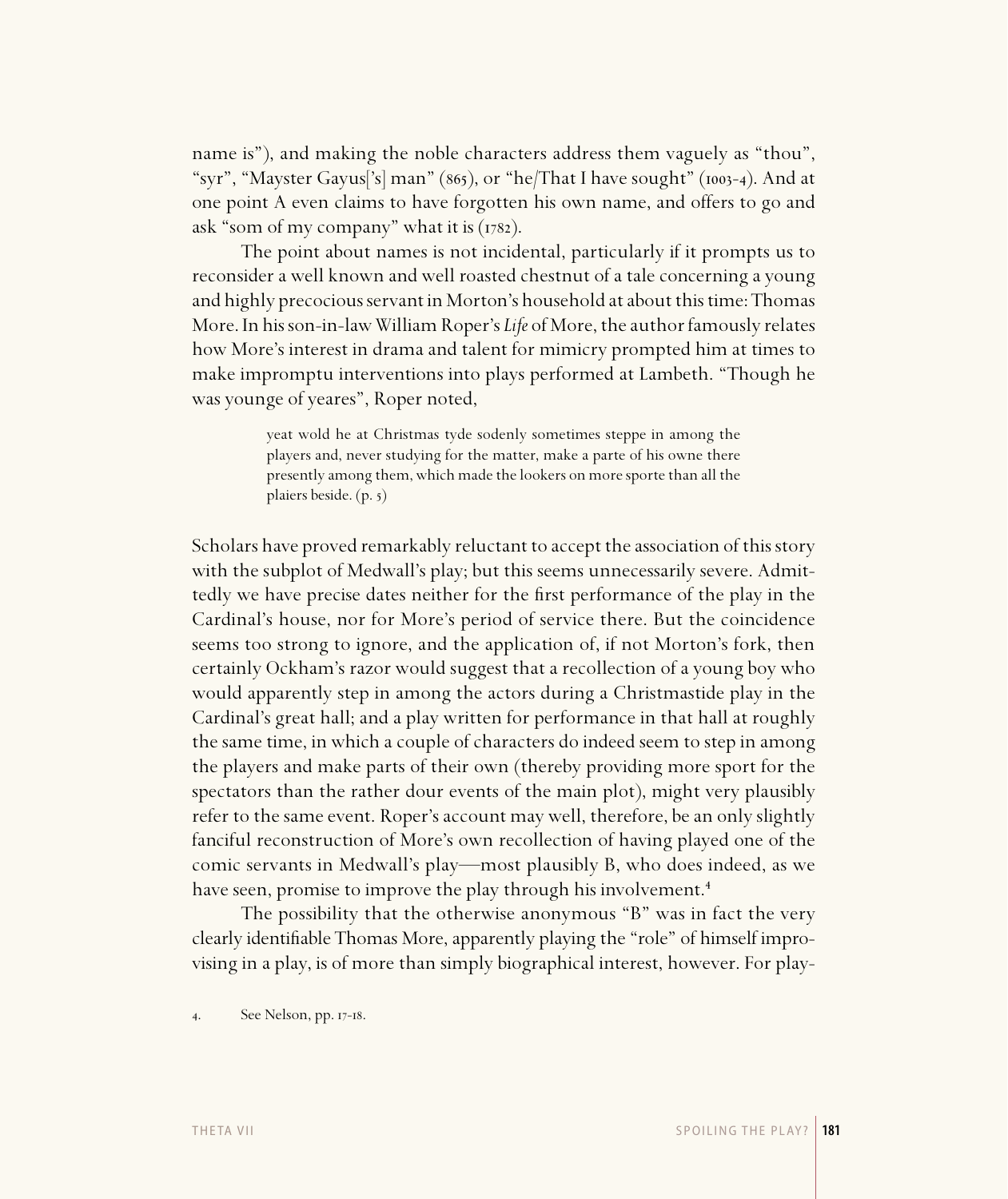name is"), and making the noble characters address them vaguely as "thou", "syr", "Mayster Gayus['s] man" (865), or "he/That I have sought" (1003-4). And at one point A even claims to have forgotten his own name, and offers to go and ask "som of my company" what it is (1782).

The point about names is not incidental, particularly if it prompts us to reconsider a well known and well roasted chestnut of a tale concerning a young and highly precocious servant in Morton's household at about this time: Thomas More. In his son-in-law William Roper's *Life* of More, the author famously relates how More's interest in drama and talent for mimicry prompted him at times to make impromptu interventions into plays performed at Lambeth. "Though he was younge of yeares", Roper noted,

> yeat wold he at Christmas tyde sodenly sometimes steppe in among the players and, never studying for the matter, make a parte of his owne there presently among them, which made the lookers on more sporte than all the plaiers beside. (p. 5)

Scholars have proved remarkably reluctant to accept the association of this story with the subplot of Medwall's play; but this seems unnecessarily severe. Admittedly we have precise dates neither for the first performance of the play in the Cardinal's house, nor for More's period of service there. But the coincidence seems too strong to ignore, and the application of, if not Morton's fork, then certainly Ockham's razor would suggest that a recollection of a young boy who would apparently step in among the actors during a Christmastide play in the Cardinal's great hall; and a play written for performance in that hall at roughly the same time, in which a couple of characters do indeed seem to step in among the players and make parts of their own (thereby providing more sport for the spectators than the rather dour events of the main plot), might very plausibly refer to the same event. Roper's account may well, therefore, be an only slightly fanciful reconstruction of More's own recollection of having played one of the comic servants in Medwall's play—most plausibly B, who does indeed, as we have seen, promise to improve the play through his involvement.[4]

The possibility that the otherwise anonymous "B" was in fact the very clearly identifiable Thomas More, apparently playing the "role" of himself improvising in a play, is of more than simply biographical interest, however. For play-

4. See Nelson, pp. 17-18.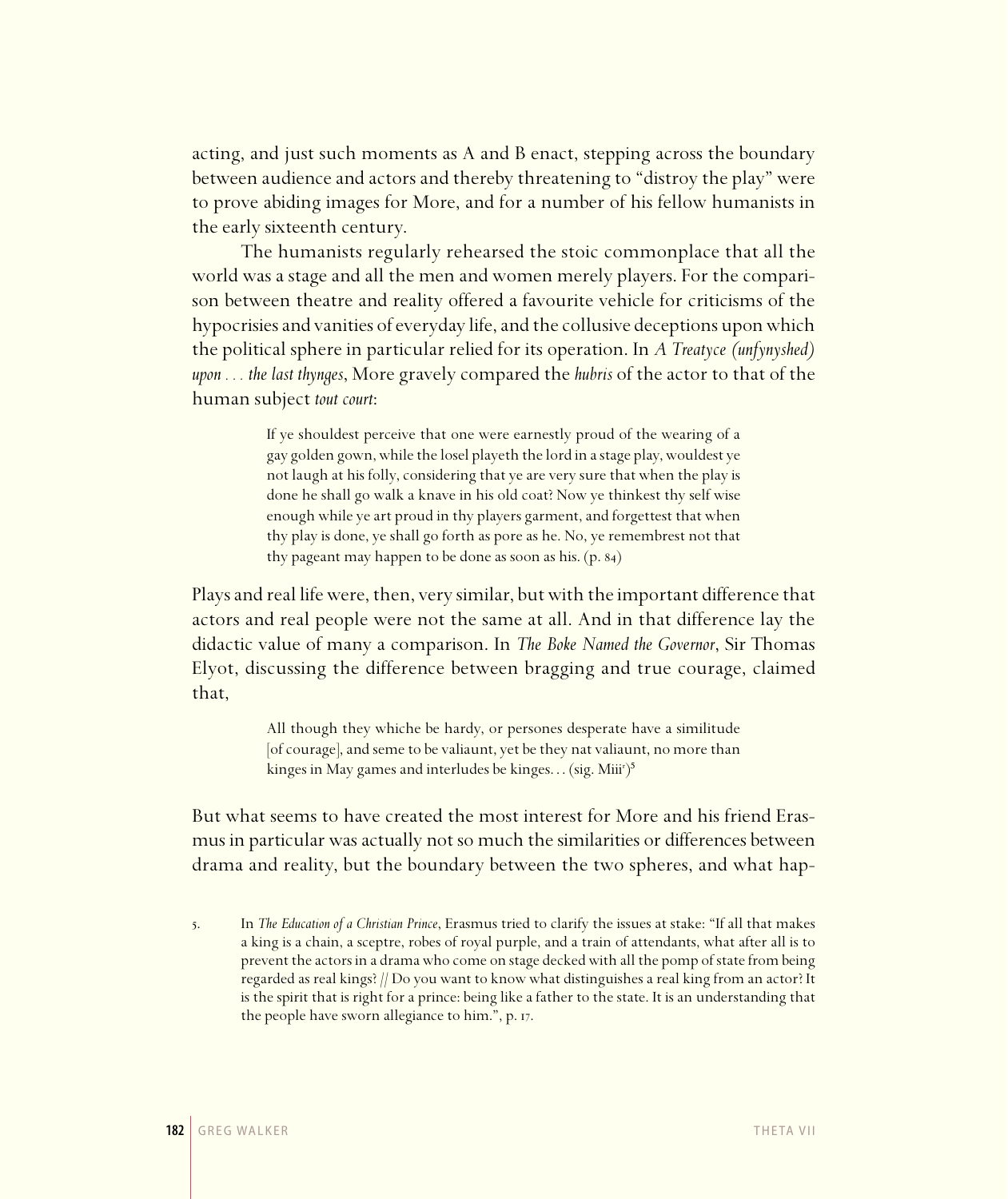acting, and just such moments as A and B enact, stepping across the boundary between audience and actors and thereby threatening to "distroy the play" were to prove abiding images for More, and for a number of his fellow humanists in the early sixteenth century.

The humanists regularly rehearsed the stoic commonplace that all the world was a stage and all the men and women merely players. For the comparison between theatre and reality offered a favourite vehicle for criticisms of the hypocrisies and vanities of everyday life, and the collusive deceptions upon which the political sphere in particular relied for its operation. In *A Treatyce (unfynyshed) upon . . . the last thynges*, More gravely compared the *hubris* of the actor to that of the human subject *tout court*:

> If ye shouldest perceive that one were earnestly proud of the wearing of a gay golden gown, while the losel playeth the lord in a stage play, wouldest ye not laugh at his folly, considering that ye are very sure that when the play is done he shall go walk a knave in his old coat? Now ye thinkest thy self wise enough while ye art proud in thy players garment, and forgettest that when thy play is done, ye shall go forth as pore as he. No, ye remembrest not that thy pageant may happen to be done as soon as his. (p. 84)

Plays and real life were, then, very similar, but with the important difference that actors and real people were not the same at all. And in that difference lay the didactic value of many a comparison. In *The Boke Named the Governor*, Sir Thomas Elyot, discussing the difference between bragging and true courage, claimed that,

> All though they whiche be hardy, or persones desperate have a similitude [of courage], and seme to be valiaunt, yet be they nat valiaunt, no more than kinges in May games and interludes be kinges. . . (sig. Miii$^r$)[5]

But what seems to have created the most interest for More and his friend Erasmus in particular was actually not so much the similarities or differences between drama and reality, but the boundary between the two spheres, and what hap-

5. In *The Education of a Christian Prince*, Erasmus tried to clarify the issues at stake: "If all that makes a king is a chain, a sceptre, robes of royal purple, and a train of attendants, what after all is to prevent the actors in a drama who come on stage decked with all the pomp of state from being regarded as real kings? // Do you want to know what distinguishes a real king from an actor? It is the spirit that is right for a prince: being like a father to the state. It is an understanding that the people have sworn allegiance to him.", p. 17.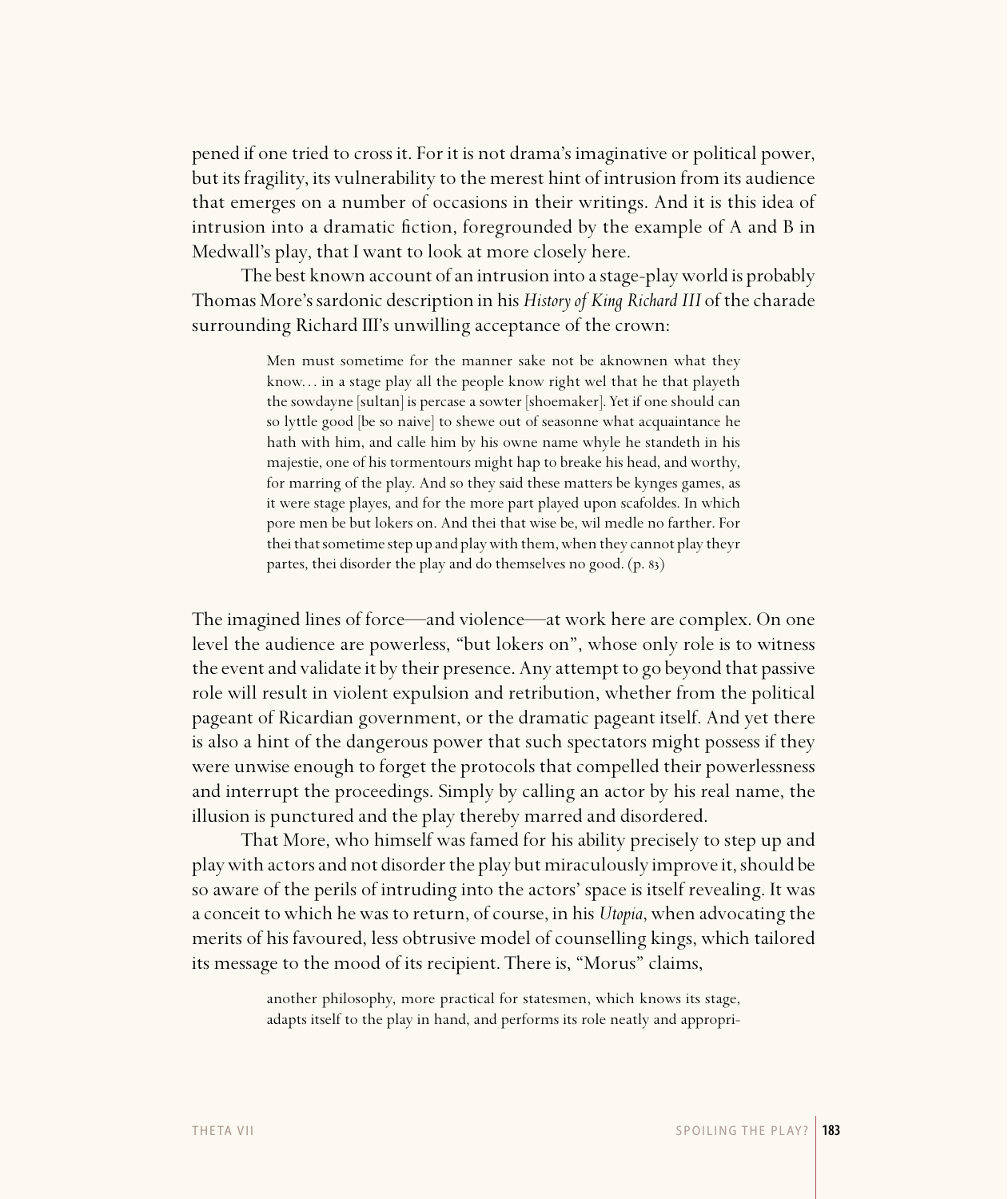pened if one tried to cross it. For it is not drama's imaginative or political power, but its fragility, its vulnerability to the merest hint of intrusion from its audience that emerges on a number of occasions in their writings. And it is this idea of intrusion into a dramatic fiction, foregrounded by the example of A and B in Medwall's play, that I want to look at more closely here.

The best known account of an intrusion into a stage-play world is probably Thomas More's sardonic description in his *History of King Richard III* of the charade surrounding Richard III's unwilling acceptance of the crown:

> Men must sometime for the manner sake not be aknownen what they know… in a stage play all the people know right wel that he that playeth the sowdayne [sultan] is percase a sowter [shoemaker]. Yet if one should can so lyttle good [be so naive] to shewe out of seasonne what acquaintance he hath with him, and calle him by his owne name whyle he standeth in his majestie, one of his tormentours might hap to breake his head, and worthy, for marring of the play. And so they said these matters be kynges games, as it were stage playes, and for the more part played upon scafoldes. In which pore men be but lokers on. And thei that wise be, wil medle no farther. For thei that sometime step up and play with them, when they cannot play theyr partes, thei disorder the play and do themselves no good. (p. 83)

The imagined lines of force—and violence—at work here are complex. On one level the audience are powerless, "but lokers on", whose only role is to witness the event and validate it by their presence. Any attempt to go beyond that passive role will result in violent expulsion and retribution, whether from the political pageant of Ricardian government, or the dramatic pageant itself. And yet there is also a hint of the dangerous power that such spectators might possess if they were unwise enough to forget the protocols that compelled their powerlessness and interrupt the proceedings. Simply by calling an actor by his real name, the illusion is punctured and the play thereby marred and disordered.

That More, who himself was famed for his ability precisely to step up and play with actors and not disorder the play but miraculously improve it, should be so aware of the perils of intruding into the actors' space is itself revealing. It was a conceit to which he was to return, of course, in his *Utopia*, when advocating the merits of his favoured, less obtrusive model of counselling kings, which tailored its message to the mood of its recipient. There is, "Morus" claims,

> another philosophy, more practical for statesmen, which knows its stage, adapts itself to the play in hand, and performs its role neatly and appropri-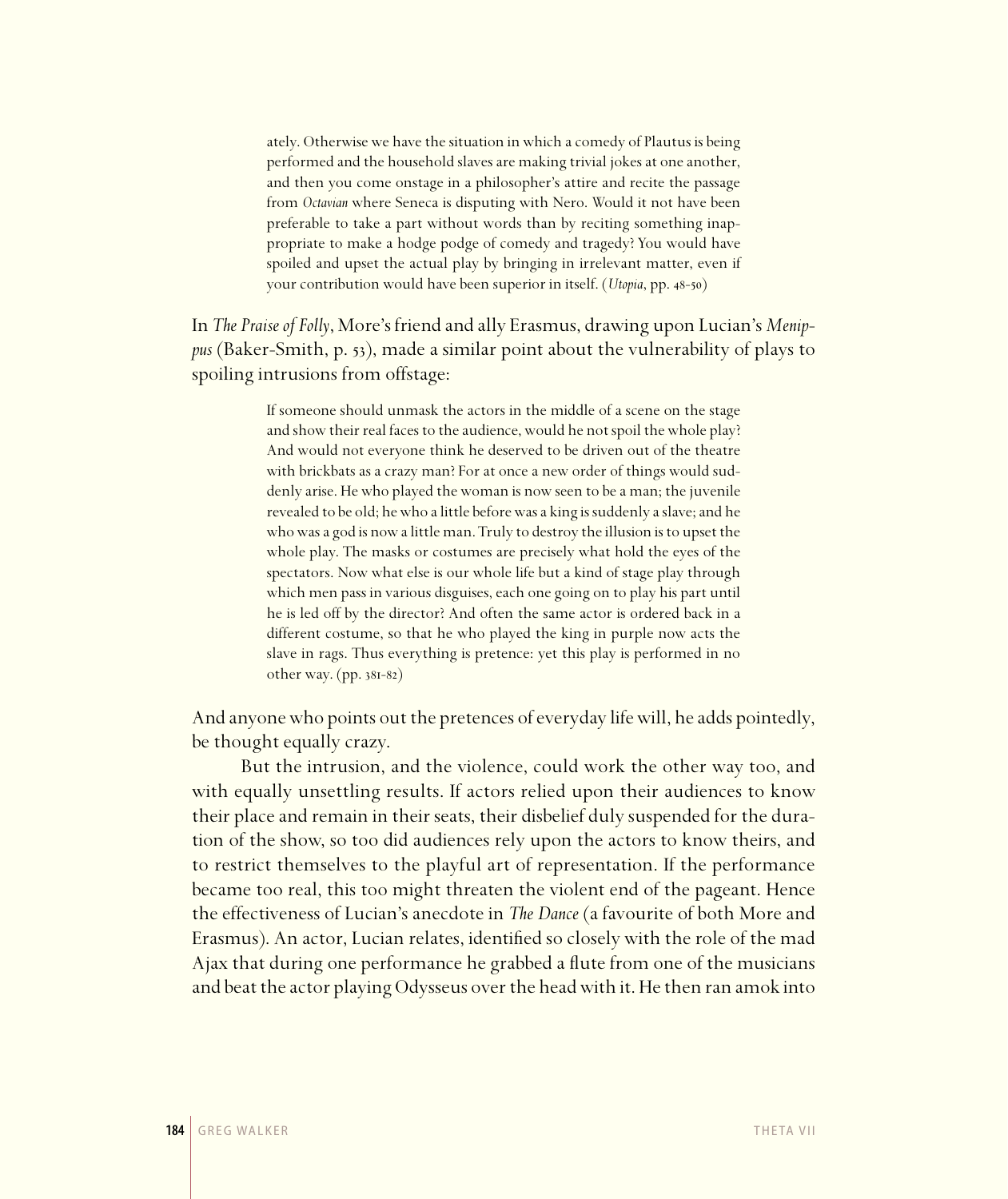> ately. Otherwise we have the situation in which a comedy of Plautus is being performed and the household slaves are making trivial jokes at one another, and then you come onstage in a philosopher's attire and recite the passage from *Octavian* where Seneca is disputing with Nero. Would it not have been preferable to take a part without words than by reciting something inappropriate to make a hodge podge of comedy and tragedy? You would have spoiled and upset the actual play by bringing in irrelevant matter, even if your contribution would have been superior in itself. (*Utopia*, pp. 48-50)

In *The Praise of Folly*, More's friend and ally Erasmus, drawing upon Lucian's *Menippus* (Baker-Smith, p. 53), made a similar point about the vulnerability of plays to spoiling intrusions from offstage:

> If someone should unmask the actors in the middle of a scene on the stage and show their real faces to the audience, would he not spoil the whole play? And would not everyone think he deserved to be driven out of the theatre with brickbats as a crazy man? For at once a new order of things would suddenly arise. He who played the woman is now seen to be a man; the juvenile revealed to be old; he who a little before was a king is suddenly a slave; and he who was a god is now a little man. Truly to destroy the illusion is to upset the whole play. The masks or costumes are precisely what hold the eyes of the spectators. Now what else is our whole life but a kind of stage play through which men pass in various disguises, each one going on to play his part until he is led off by the director? And often the same actor is ordered back in a different costume, so that he who played the king in purple now acts the slave in rags. Thus everything is pretence: yet this play is performed in no other way. (pp. 381-82)

And anyone who points out the pretences of everyday life will, he adds pointedly, be thought equally crazy.

But the intrusion, and the violence, could work the other way too, and with equally unsettling results. If actors relied upon their audiences to know their place and remain in their seats, their disbelief duly suspended for the duration of the show, so too did audiences rely upon the actors to know theirs, and to restrict themselves to the playful art of representation. If the performance became too real, this too might threaten the violent end of the pageant. Hence the effectiveness of Lucian's anecdote in *The Dance* (a favourite of both More and Erasmus). An actor, Lucian relates, identified so closely with the role of the mad Ajax that during one performance he grabbed a flute from one of the musicians and beat the actor playing Odysseus over the head with it. He then ran amok into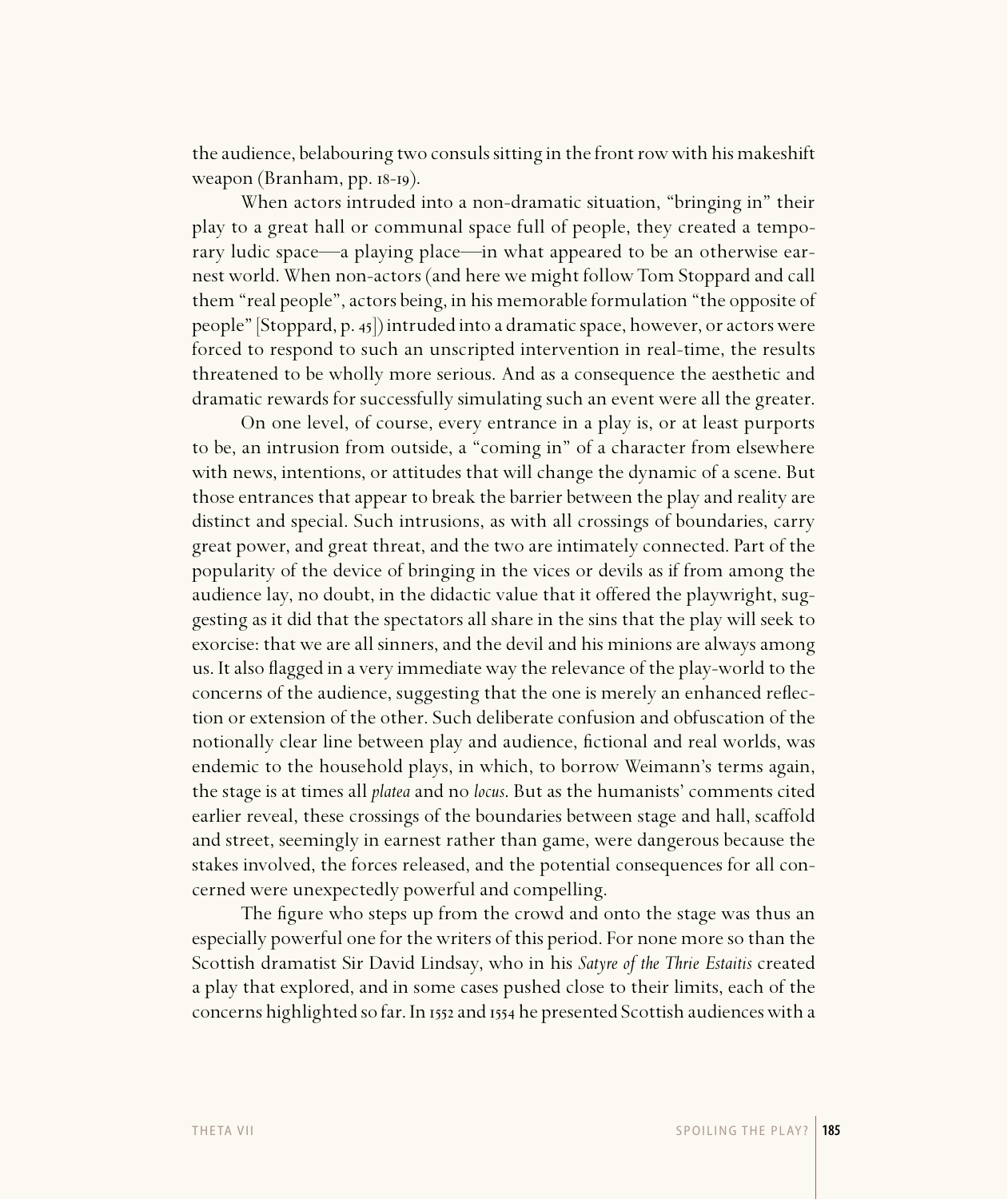the audience, belabouring two consuls sitting in the front row with his makeshift weapon (Branham, pp. 18-19).

When actors intruded into a non-dramatic situation, "bringing in" their play to a great hall or communal space full of people, they created a temporary ludic space—a playing place—in what appeared to be an otherwise earnest world. When non-actors (and here we might follow Tom Stoppard and call them "real people", actors being, in his memorable formulation "the opposite of people" [Stoppard, p. 45]) intruded into a dramatic space, however, or actors were forced to respond to such an unscripted intervention in real-time, the results threatened to be wholly more serious. And as a consequence the aesthetic and dramatic rewards for successfully simulating such an event were all the greater.

On one level, of course, every entrance in a play is, or at least purports to be, an intrusion from outside, a "coming in" of a character from elsewhere with news, intentions, or attitudes that will change the dynamic of a scene. But those entrances that appear to break the barrier between the play and reality are distinct and special. Such intrusions, as with all crossings of boundaries, carry great power, and great threat, and the two are intimately connected. Part of the popularity of the device of bringing in the vices or devils as if from among the audience lay, no doubt, in the didactic value that it offered the playwright, suggesting as it did that the spectators all share in the sins that the play will seek to exorcise: that we are all sinners, and the devil and his minions are always among us. It also flagged in a very immediate way the relevance of the play-world to the concerns of the audience, suggesting that the one is merely an enhanced reflection or extension of the other. Such deliberate confusion and obfuscation of the notionally clear line between play and audience, fictional and real worlds, was endemic to the household plays, in which, to borrow Weimann's terms again, the stage is at times all *platea* and no *locus*. But as the humanists' comments cited earlier reveal, these crossings of the boundaries between stage and hall, scaffold and street, seemingly in earnest rather than game, were dangerous because the stakes involved, the forces released, and the potential consequences for all concerned were unexpectedly powerful and compelling.

The figure who steps up from the crowd and onto the stage was thus an especially powerful one for the writers of this period. For none more so than the Scottish dramatist Sir David Lindsay, who in his *Satyre of the Thrie Estaitis* created a play that explored, and in some cases pushed close to their limits, each of the concerns highlighted so far. In 1552 and 1554 he presented Scottish audiences with a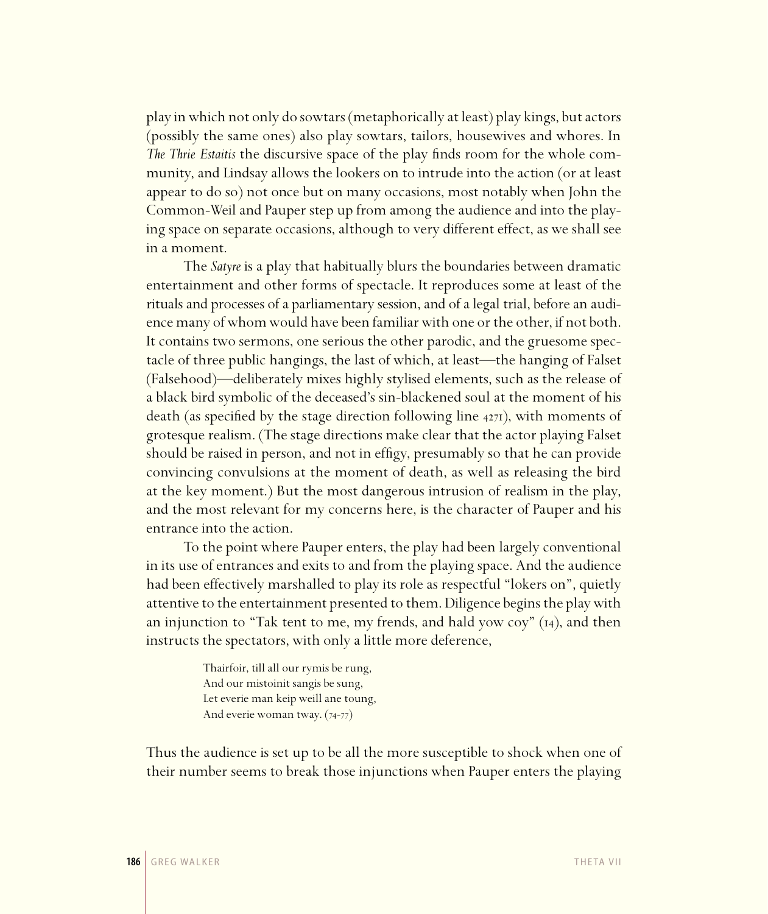play in which not only do sowtars (metaphorically at least) play kings, but actors (possibly the same ones) also play sowtars, tailors, housewives and whores. In *The Thrie Estaitis* the discursive space of the play finds room for the whole community, and Lindsay allows the lookers on to intrude into the action (or at least appear to do so) not once but on many occasions, most notably when John the Common-Weil and Pauper step up from among the audience and into the playing space on separate occasions, although to very different effect, as we shall see in a moment.

The *Satyre* is a play that habitually blurs the boundaries between dramatic entertainment and other forms of spectacle. It reproduces some at least of the rituals and processes of a parliamentary session, and of a legal trial, before an audience many of whom would have been familiar with one or the other, if not both. It contains two sermons, one serious the other parodic, and the gruesome spectacle of three public hangings, the last of which, at least—the hanging of Falset (Falsehood)—deliberately mixes highly stylised elements, such as the release of a black bird symbolic of the deceased's sin-blackened soul at the moment of his death (as specified by the stage direction following line 4271), with moments of grotesque realism. (The stage directions make clear that the actor playing Falset should be raised in person, and not in effigy, presumably so that he can provide convincing convulsions at the moment of death, as well as releasing the bird at the key moment.) But the most dangerous intrusion of realism in the play, and the most relevant for my concerns here, is the character of Pauper and his entrance into the action.

To the point where Pauper enters, the play had been largely conventional in its use of entrances and exits to and from the playing space. And the audience had been effectively marshalled to play its role as respectful "lokers on", quietly attentive to the entertainment presented to them. Diligence begins the play with an injunction to "Tak tent to me, my frends, and hald yow coy" (14), and then instructs the spectators, with only a little more deference,

> Thairfoir, till all our rymis be rung,
> And our mistoinit sangis be sung,
> Let everie man keip weill ane toung,
> And everie woman tway. (74-77)

Thus the audience is set up to be all the more susceptible to shock when one of their number seems to break those injunctions when Pauper enters the playing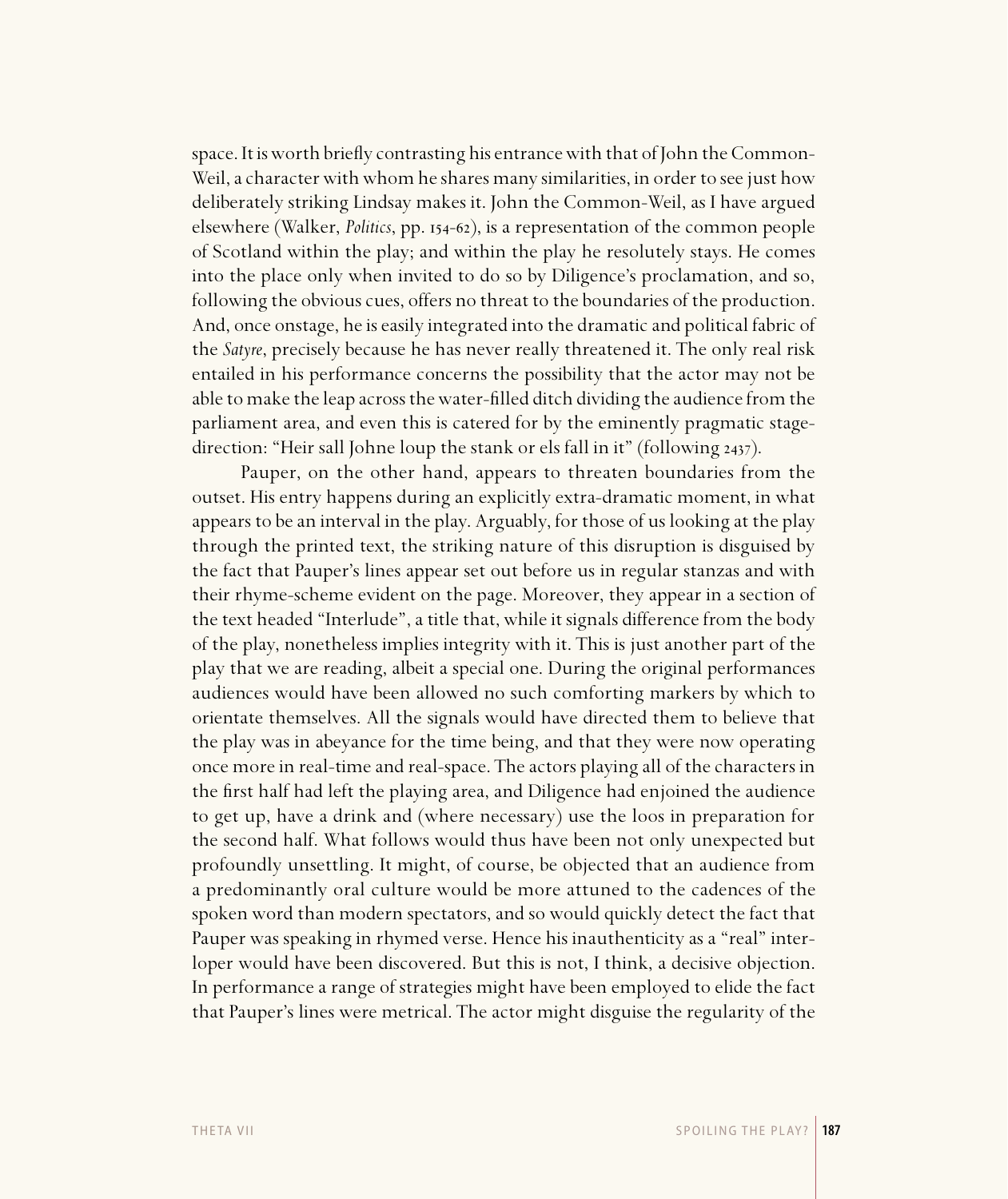space. It is worth briefly contrasting his entrance with that of John the Common-Weil, a character with whom he shares many similarities, in order to see just how deliberately striking Lindsay makes it. John the Common-Weil, as I have argued elsewhere (Walker, *Politics*, pp. 154-62), is a representation of the common people of Scotland within the play; and within the play he resolutely stays. He comes into the place only when invited to do so by Diligence's proclamation, and so, following the obvious cues, offers no threat to the boundaries of the production. And, once onstage, he is easily integrated into the dramatic and political fabric of the *Satyre*, precisely because he has never really threatened it. The only real risk entailed in his performance concerns the possibility that the actor may not be able to make the leap across the water-filled ditch dividing the audience from the parliament area, and even this is catered for by the eminently pragmatic stage-direction: "Heir sall Johne loup the stank or els fall in it" (following 2437).

Pauper, on the other hand, appears to threaten boundaries from the outset. His entry happens during an explicitly extra-dramatic moment, in what appears to be an interval in the play. Arguably, for those of us looking at the play through the printed text, the striking nature of this disruption is disguised by the fact that Pauper's lines appear set out before us in regular stanzas and with their rhyme-scheme evident on the page. Moreover, they appear in a section of the text headed "Interlude", a title that, while it signals difference from the body of the play, nonetheless implies integrity with it. This is just another part of the play that we are reading, albeit a special one. During the original performances audiences would have been allowed no such comforting markers by which to orientate themselves. All the signals would have directed them to believe that the play was in abeyance for the time being, and that they were now operating once more in real-time and real-space. The actors playing all of the characters in the first half had left the playing area, and Diligence had enjoined the audience to get up, have a drink and (where necessary) use the loos in preparation for the second half. What follows would thus have been not only unexpected but profoundly unsettling. It might, of course, be objected that an audience from a predominantly oral culture would be more attuned to the cadences of the spoken word than modern spectators, and so would quickly detect the fact that Pauper was speaking in rhymed verse. Hence his inauthenticity as a "real" interloper would have been discovered. But this is not, I think, a decisive objection. In performance a range of strategies might have been employed to elide the fact that Pauper's lines were metrical. The actor might disguise the regularity of the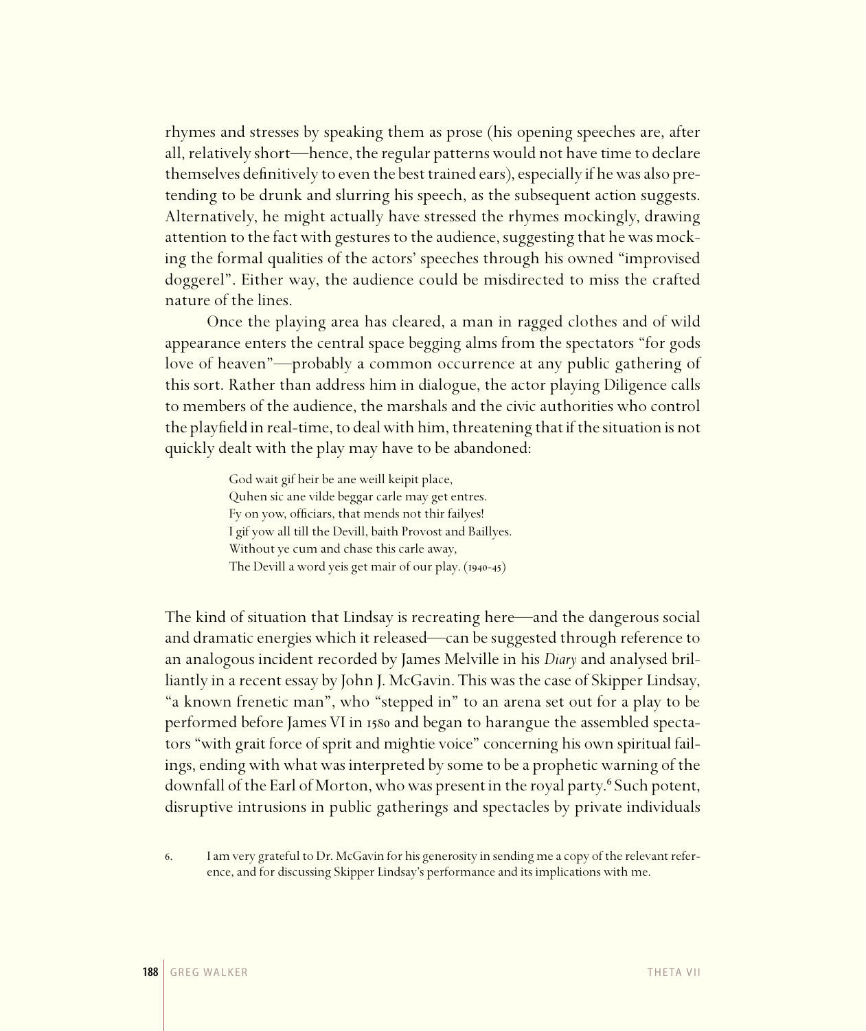rhymes and stresses by speaking them as prose (his opening speeches are, after all, relatively short—hence, the regular patterns would not have time to declare themselves definitively to even the best trained ears), especially if he was also pretending to be drunk and slurring his speech, as the subsequent action suggests. Alternatively, he might actually have stressed the rhymes mockingly, drawing attention to the fact with gestures to the audience, suggesting that he was mocking the formal qualities of the actors' speeches through his owned "improvised doggerel". Either way, the audience could be misdirected to miss the crafted nature of the lines.

Once the playing area has cleared, a man in ragged clothes and of wild appearance enters the central space begging alms from the spectators "for gods love of heaven"—probably a common occurrence at any public gathering of this sort. Rather than address him in dialogue, the actor playing Diligence calls to members of the audience, the marshals and the civic authorities who control the playfield in real-time, to deal with him, threatening that if the situation is not quickly dealt with the play may have to be abandoned:

> God wait gif heir be ane weill keipit place,
> Quhen sic ane vilde beggar carle may get entres.
> Fy on yow, officiars, that mends not thir failyes!
> I gif yow all till the Devill, baith Provost and Baillyes.
> Without ye cum and chase this carle away,
> The Devill a word yeis get mair of our play. (1940-45)

The kind of situation that Lindsay is recreating here—and the dangerous social and dramatic energies which it released—can be suggested through reference to an analogous incident recorded by James Melville in his *Diary* and analysed brilliantly in a recent essay by John J. McGavin. This was the case of Skipper Lindsay, "a known frenetic man", who "stepped in" to an arena set out for a play to be performed before James VI in 1580 and began to harangue the assembled spectators "with grait force of sprit and mightie voice" concerning his own spiritual failings, ending with what was interpreted by some to be a prophetic warning of the downfall of the Earl of Morton, who was present in the royal party.[6] Such potent, disruptive intrusions in public gatherings and spectacles by private individuals

6. I am very grateful to Dr. McGavin for his generosity in sending me a copy of the relevant reference, and for discussing Skipper Lindsay's performance and its implications with me.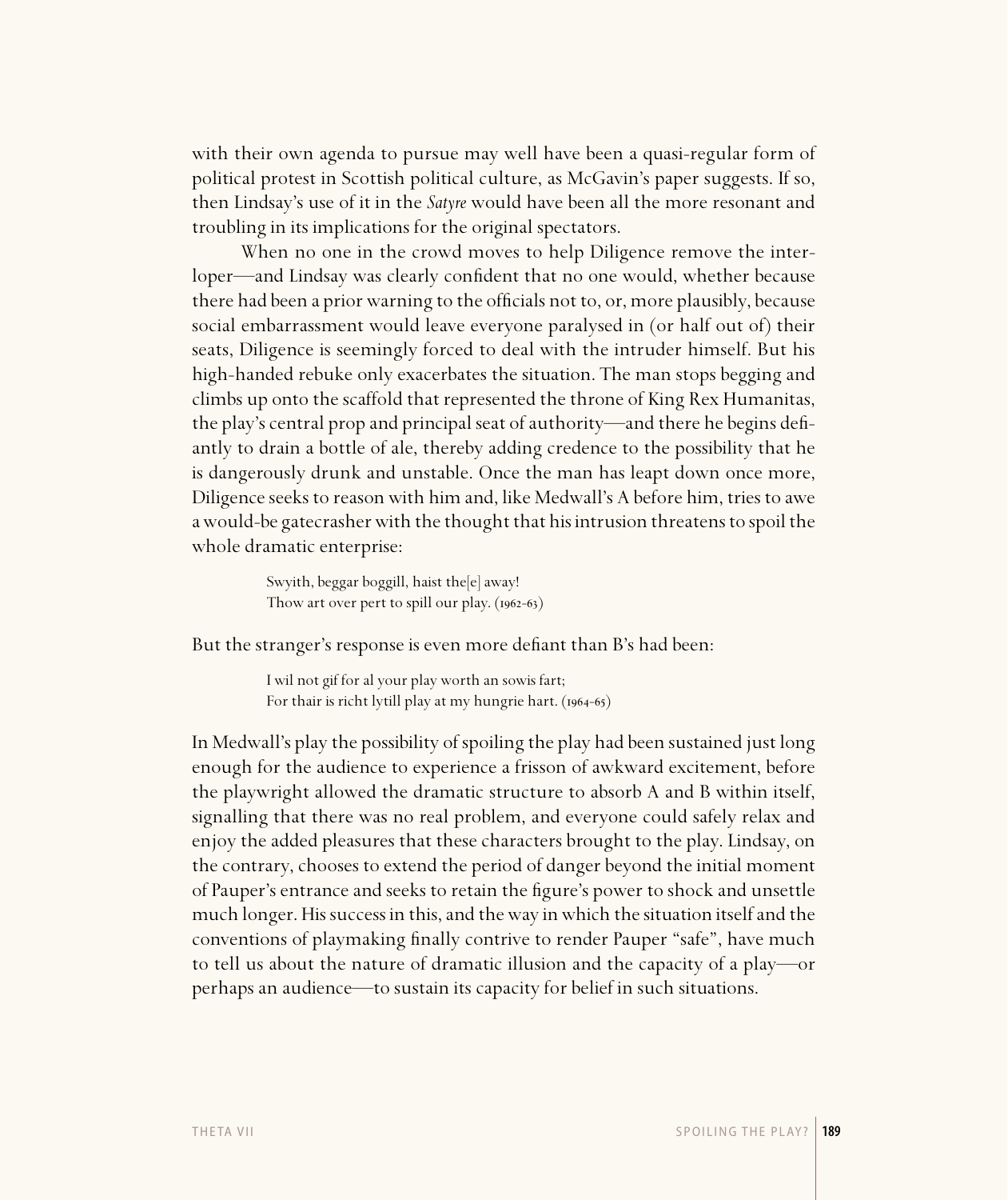with their own agenda to pursue may well have been a quasi-regular form of political protest in Scottish political culture, as McGavin's paper suggests. If so, then Lindsay's use of it in the *Satyre* would have been all the more resonant and troubling in its implications for the original spectators.

When no one in the crowd moves to help Diligence remove the interloper—and Lindsay was clearly confident that no one would, whether because there had been a prior warning to the officials not to, or, more plausibly, because social embarrassment would leave everyone paralysed in (or half out of) their seats, Diligence is seemingly forced to deal with the intruder himself. But his high-handed rebuke only exacerbates the situation. The man stops begging and climbs up onto the scaffold that represented the throne of King Rex Humanitas, the play's central prop and principal seat of authority—and there he begins defiantly to drain a bottle of ale, thereby adding credence to the possibility that he is dangerously drunk and unstable. Once the man has leapt down once more, Diligence seeks to reason with him and, like Medwall's A before him, tries to awe a would-be gatecrasher with the thought that his intrusion threatens to spoil the whole dramatic enterprise:

> Swyith, beggar boggill, haist the[e] away!
> Thow art over pert to spill our play. (1962-63)

But the stranger's response is even more defiant than B's had been:

> I wil not gif for al your play worth an sowis fart;
> For thair is richt lytill play at my hungrie hart. (1964-65)

In Medwall's play the possibility of spoiling the play had been sustained just long enough for the audience to experience a frisson of awkward excitement, before the playwright allowed the dramatic structure to absorb A and B within itself, signalling that there was no real problem, and everyone could safely relax and enjoy the added pleasures that these characters brought to the play. Lindsay, on the contrary, chooses to extend the period of danger beyond the initial moment of Pauper's entrance and seeks to retain the figure's power to shock and unsettle much longer. His success in this, and the way in which the situation itself and the conventions of playmaking finally contrive to render Pauper "safe", have much to tell us about the nature of dramatic illusion and the capacity of a play—or perhaps an audience—to sustain its capacity for belief in such situations.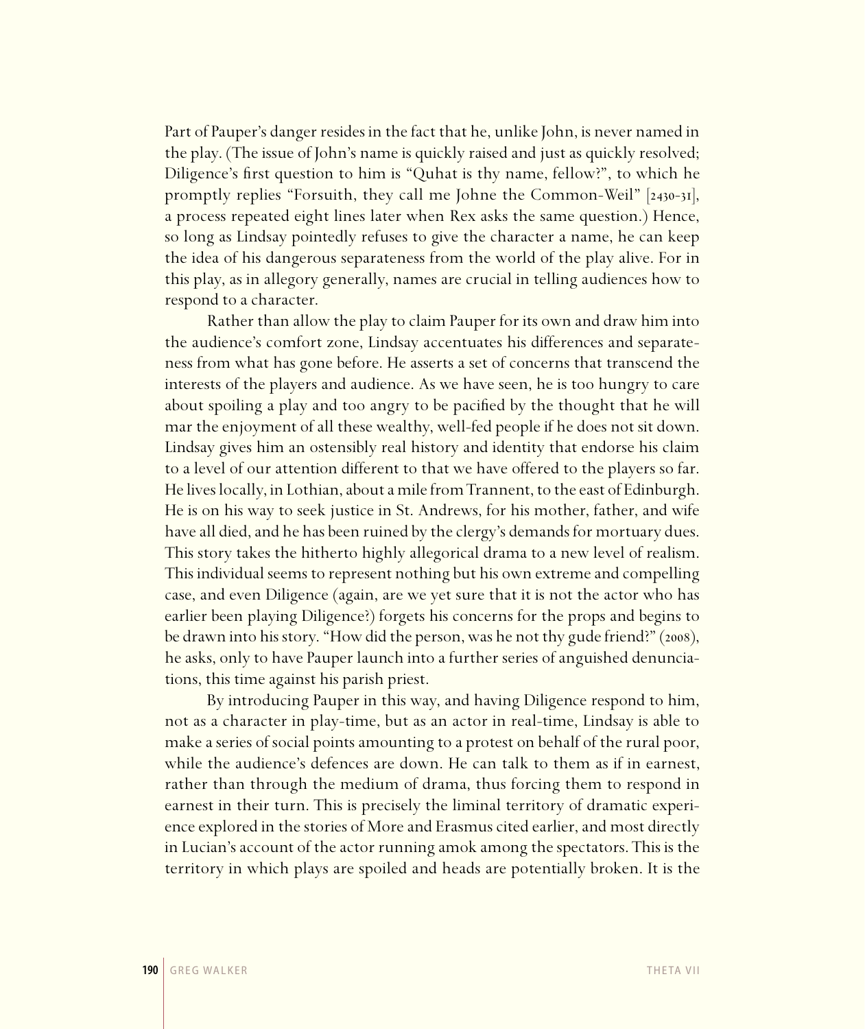Part of Pauper's danger resides in the fact that he, unlike John, is never named in the play. (The issue of John's name is quickly raised and just as quickly resolved; Diligence's first question to him is "Quhat is thy name, fellow?", to which he promptly replies "Forsuith, they call me Johne the Common-Weil" [2430-31], a process repeated eight lines later when Rex asks the same question.) Hence, so long as Lindsay pointedly refuses to give the character a name, he can keep the idea of his dangerous separateness from the world of the play alive. For in this play, as in allegory generally, names are crucial in telling audiences how to respond to a character.

Rather than allow the play to claim Pauper for its own and draw him into the audience's comfort zone, Lindsay accentuates his differences and separateness from what has gone before. He asserts a set of concerns that transcend the interests of the players and audience. As we have seen, he is too hungry to care about spoiling a play and too angry to be pacified by the thought that he will mar the enjoyment of all these wealthy, well-fed people if he does not sit down. Lindsay gives him an ostensibly real history and identity that endorse his claim to a level of our attention different to that we have offered to the players so far. He lives locally, in Lothian, about a mile from Trannent, to the east of Edinburgh. He is on his way to seek justice in St. Andrews, for his mother, father, and wife have all died, and he has been ruined by the clergy's demands for mortuary dues. This story takes the hitherto highly allegorical drama to a new level of realism. This individual seems to represent nothing but his own extreme and compelling case, and even Diligence (again, are we yet sure that it is not the actor who has earlier been playing Diligence?) forgets his concerns for the props and begins to be drawn into his story. "How did the person, was he not thy gude friend?" (2008), he asks, only to have Pauper launch into a further series of anguished denunciations, this time against his parish priest.

By introducing Pauper in this way, and having Diligence respond to him, not as a character in play-time, but as an actor in real-time, Lindsay is able to make a series of social points amounting to a protest on behalf of the rural poor, while the audience's defences are down. He can talk to them as if in earnest, rather than through the medium of drama, thus forcing them to respond in earnest in their turn. This is precisely the liminal territory of dramatic experience explored in the stories of More and Erasmus cited earlier, and most directly in Lucian's account of the actor running amok among the spectators. This is the territory in which plays are spoiled and heads are potentially broken. It is the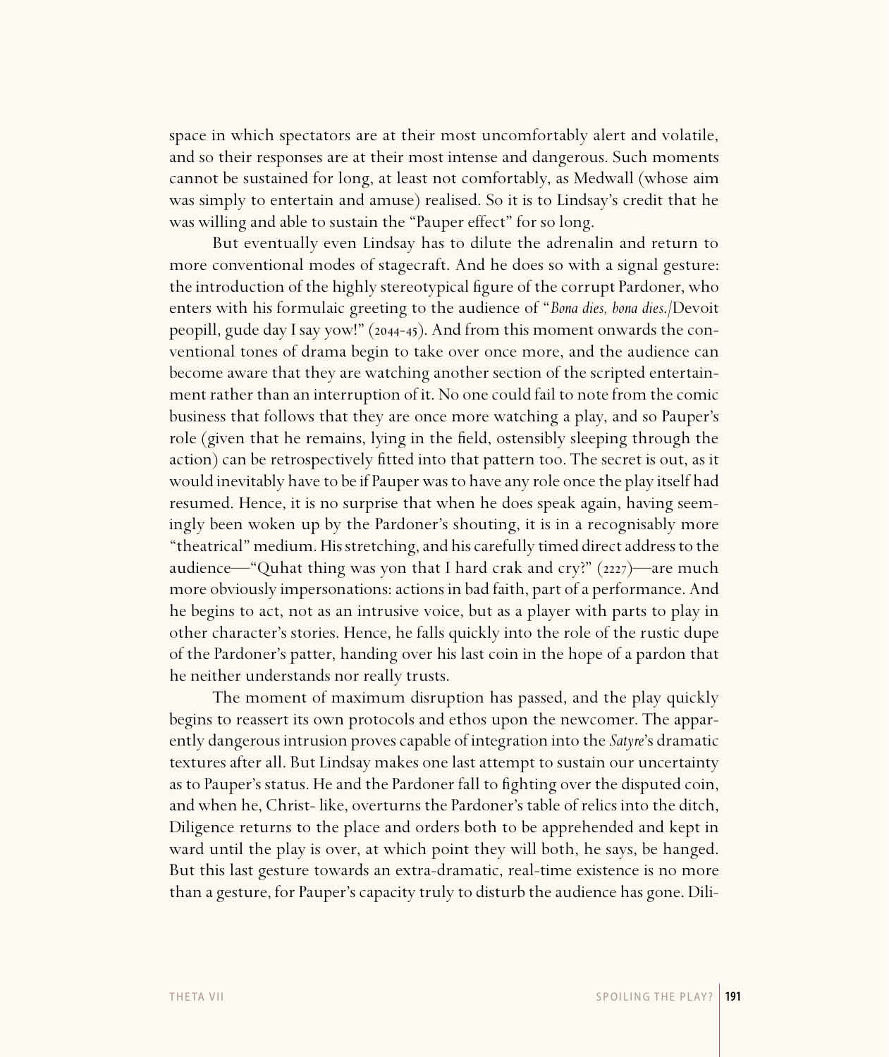space in which spectators are at their most uncomfortably alert and volatile, and so their responses are at their most intense and dangerous. Such moments cannot be sustained for long, at least not comfortably, as Medwall (whose aim was simply to entertain and amuse) realised. So it is to Lindsay's credit that he was willing and able to sustain the "Pauper effect" for so long.

But eventually even Lindsay has to dilute the adrenalin and return to more conventional modes of stagecraft. And he does so with a signal gesture: the introduction of the highly stereotypical figure of the corrupt Pardoner, who enters with his formulaic greeting to the audience of "*Bona dies, bona dies*./Devoit peopill, gude day I say yow!" (2044-45). And from this moment onwards the conventional tones of drama begin to take over once more, and the audience can become aware that they are watching another section of the scripted entertainment rather than an interruption of it. No one could fail to note from the comic business that follows that they are once more watching a play, and so Pauper's role (given that he remains, lying in the field, ostensibly sleeping through the action) can be retrospectively fitted into that pattern too. The secret is out, as it would inevitably have to be if Pauper was to have any role once the play itself had resumed. Hence, it is no surprise that when he does speak again, having seemingly been woken up by the Pardoner's shouting, it is in a recognisably more "theatrical" medium. His stretching, and his carefully timed direct address to the audience—"Quhat thing was yon that I hard crak and cry?" (2227)—are much more obviously impersonations: actions in bad faith, part of a performance. And he begins to act, not as an intrusive voice, but as a player with parts to play in other character's stories. Hence, he falls quickly into the role of the rustic dupe of the Pardoner's patter, handing over his last coin in the hope of a pardon that he neither understands nor really trusts.

The moment of maximum disruption has passed, and the play quickly begins to reassert its own protocols and ethos upon the newcomer. The apparently dangerous intrusion proves capable of integration into the *Satyre*'s dramatic textures after all. But Lindsay makes one last attempt to sustain our uncertainty as to Pauper's status. He and the Pardoner fall to fighting over the disputed coin, and when he, Christ- like, overturns the Pardoner's table of relics into the ditch, Diligence returns to the place and orders both to be apprehended and kept in ward until the play is over, at which point they will both, he says, be hanged. But this last gesture towards an extra-dramatic, real-time existence is no more than a gesture, for Pauper's capacity truly to disturb the audience has gone. Dili-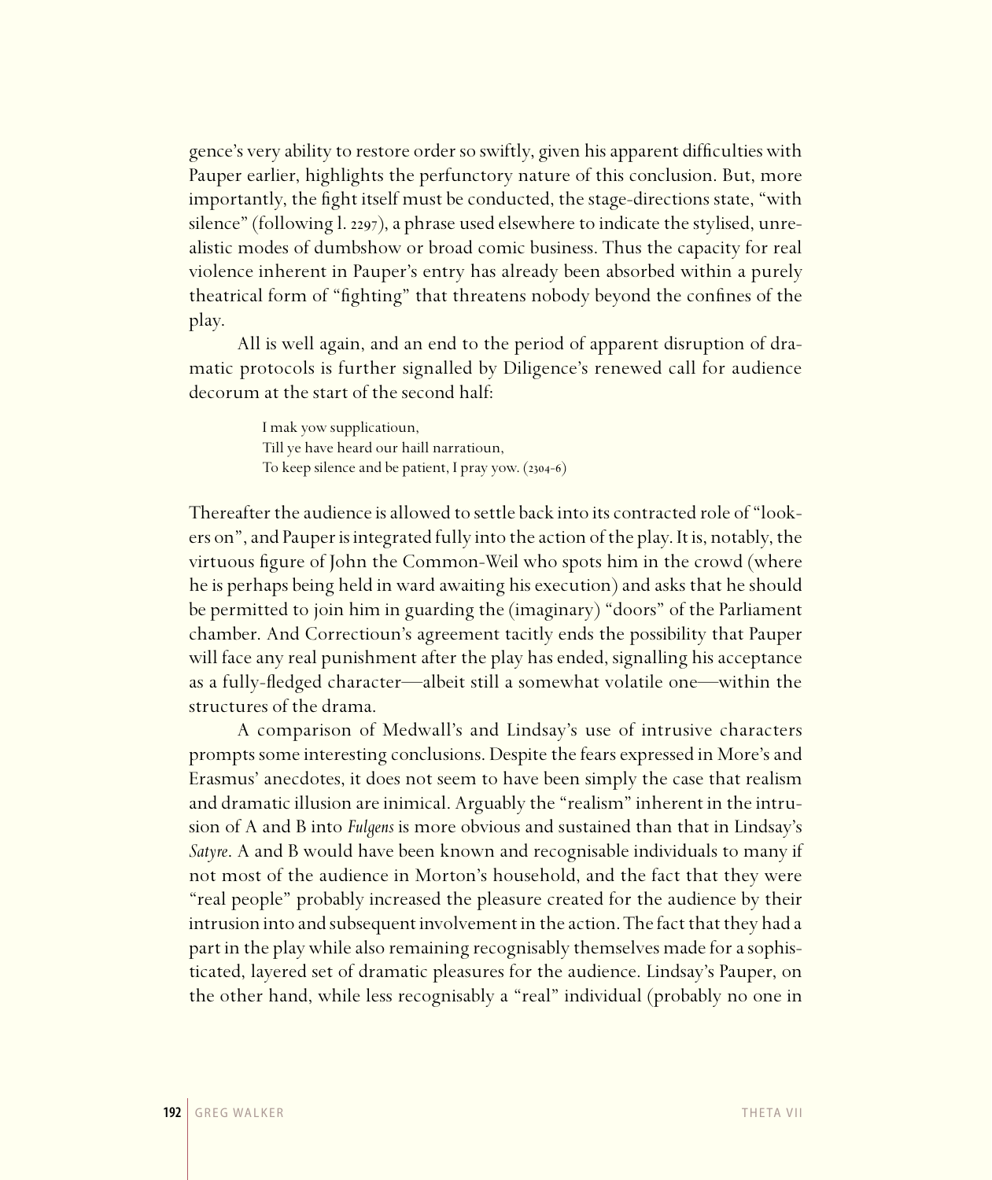gence's very ability to restore order so swiftly, given his apparent difficulties with Pauper earlier, highlights the perfunctory nature of this conclusion. But, more importantly, the fight itself must be conducted, the stage-directions state, "with silence" (following l. 2297), a phrase used elsewhere to indicate the stylised, unrealistic modes of dumbshow or broad comic business. Thus the capacity for real violence inherent in Pauper's entry has already been absorbed within a purely theatrical form of "fighting" that threatens nobody beyond the confines of the play.

All is well again, and an end to the period of apparent disruption of dramatic protocols is further signalled by Diligence's renewed call for audience decorum at the start of the second half:

> I mak yow supplicatioun,
> Till ye have heard our haill narratioun,
> To keep silence and be patient, I pray yow. (2304-6)

Thereafter the audience is allowed to settle back into its contracted role of "lookers on", and Pauper is integrated fully into the action of the play. It is, notably, the virtuous figure of John the Common-Weil who spots him in the crowd (where he is perhaps being held in ward awaiting his execution) and asks that he should be permitted to join him in guarding the (imaginary) "doors" of the Parliament chamber. And Correctioun's agreement tacitly ends the possibility that Pauper will face any real punishment after the play has ended, signalling his acceptance as a fully-fledged character—albeit still a somewhat volatile one—within the structures of the drama.

A comparison of Medwall's and Lindsay's use of intrusive characters prompts some interesting conclusions. Despite the fears expressed in More's and Erasmus' anecdotes, it does not seem to have been simply the case that realism and dramatic illusion are inimical. Arguably the "realism" inherent in the intrusion of A and B into *Fulgens* is more obvious and sustained than that in Lindsay's *Satyre*. A and B would have been known and recognisable individuals to many if not most of the audience in Morton's household, and the fact that they were "real people" probably increased the pleasure created for the audience by their intrusion into and subsequent involvement in the action. The fact that they had a part in the play while also remaining recognisably themselves made for a sophisticated, layered set of dramatic pleasures for the audience. Lindsay's Pauper, on the other hand, while less recognisably a "real" individual (probably no one in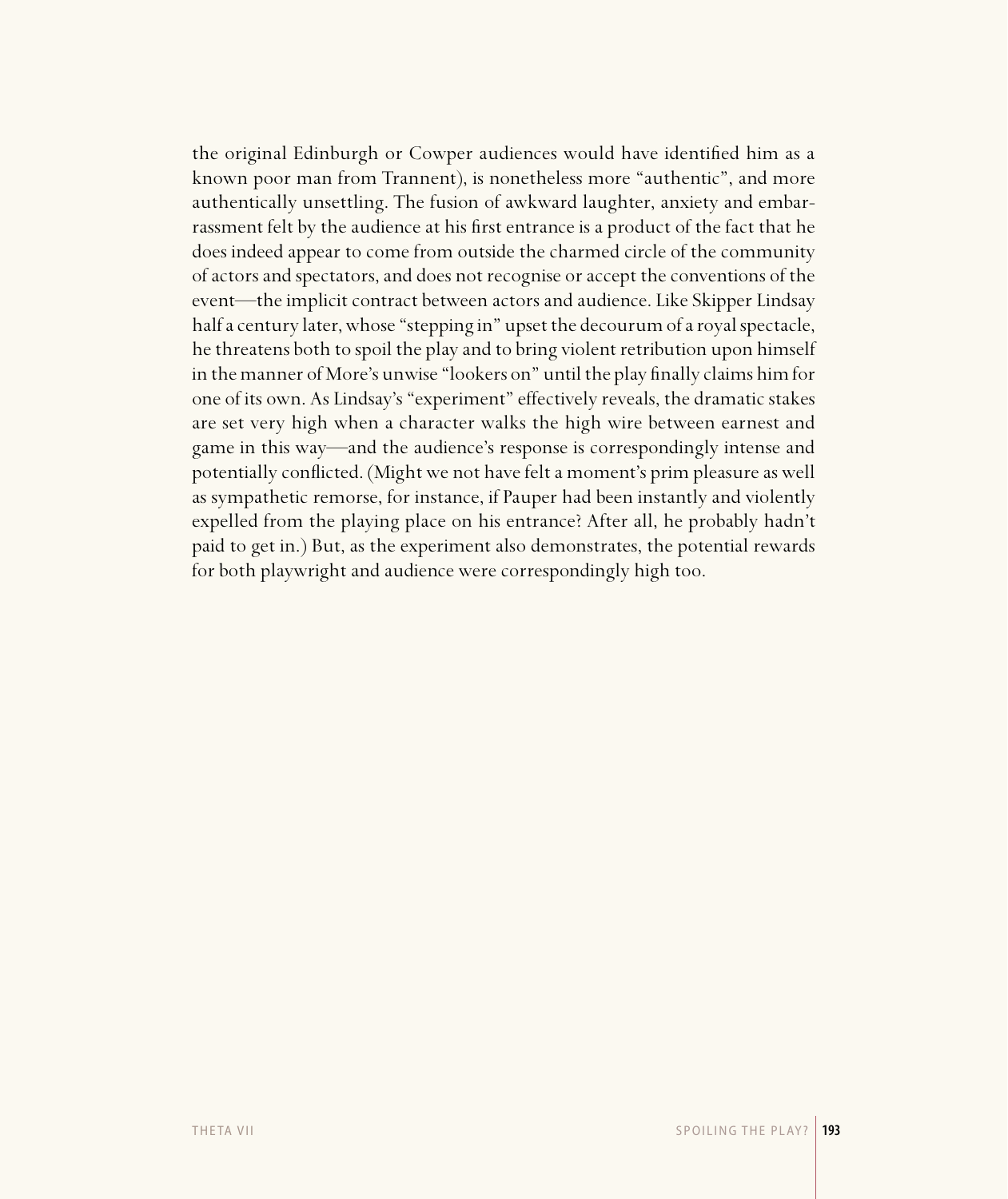the original Edinburgh or Cowper audiences would have identified him as a known poor man from Trannent), is nonetheless more "authentic", and more authentically unsettling. The fusion of awkward laughter, anxiety and embarrassment felt by the audience at his first entrance is a product of the fact that he does indeed appear to come from outside the charmed circle of the community of actors and spectators, and does not recognise or accept the conventions of the event—the implicit contract between actors and audience. Like Skipper Lindsay half a century later, whose "stepping in" upset the decourum of a royal spectacle, he threatens both to spoil the play and to bring violent retribution upon himself in the manner of More's unwise "lookers on" until the play finally claims him for one of its own. As Lindsay's "experiment" effectively reveals, the dramatic stakes are set very high when a character walks the high wire between earnest and game in this way—and the audience's response is correspondingly intense and potentially conflicted. (Might we not have felt a moment's prim pleasure as well as sympathetic remorse, for instance, if Pauper had been instantly and violently expelled from the playing place on his entrance? After all, he probably hadn't paid to get in.) But, as the experiment also demonstrates, the potential rewards for both playwright and audience were correspondingly high too.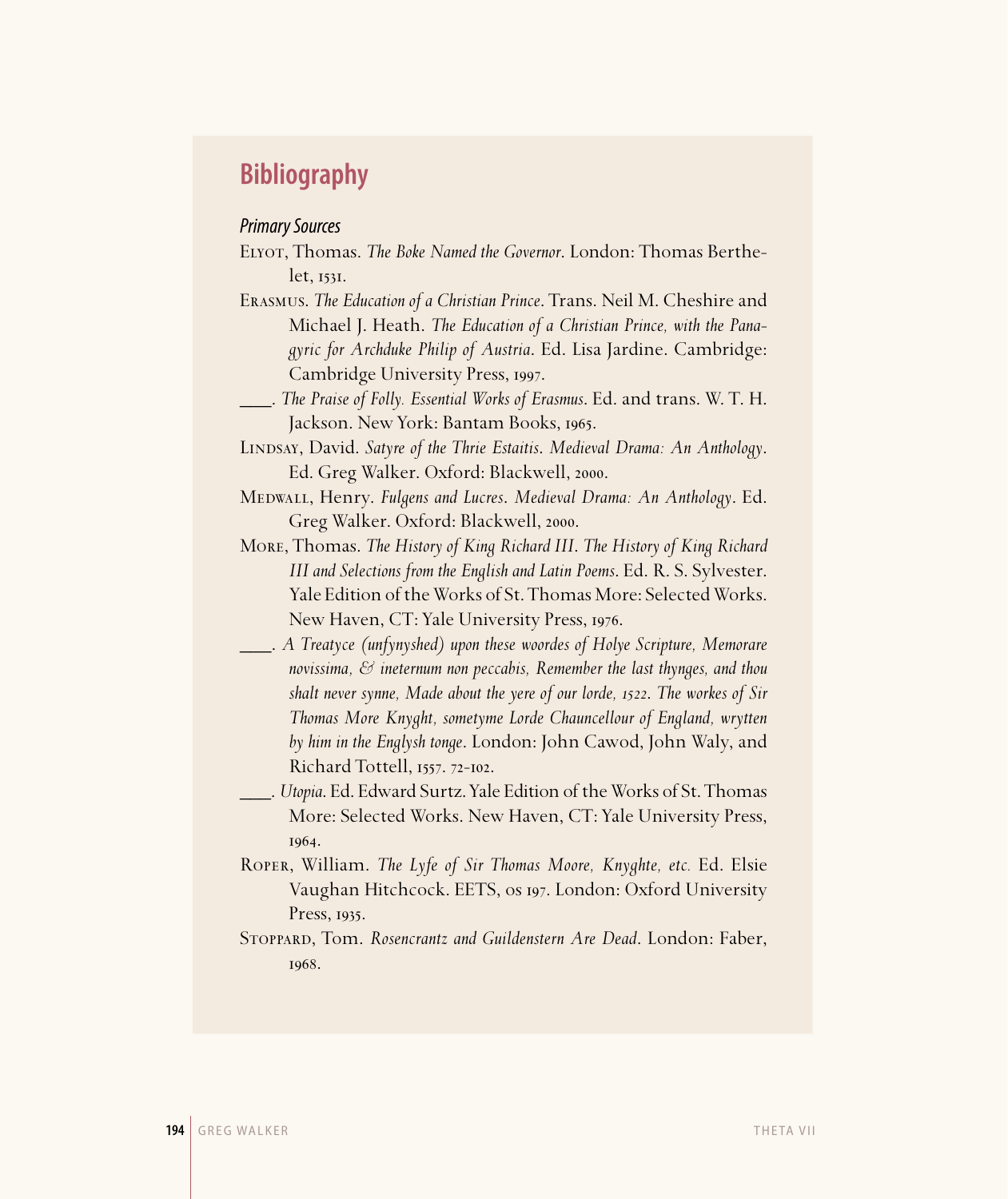## Bibliography

### *Primary Sources*

Elyot, Thomas. *The Boke Named the Governor*. London: Thomas Berthelet, 1531.

Erasmus. *The Education of a Christian Prince*. Trans. Neil M. Cheshire and Michael J. Heath. *The Education of a Christian Prince, with the Panagyric for Archduke Philip of Austria*. Ed. Lisa Jardine. Cambridge: Cambridge University Press, 1997.

___. *The Praise of Folly. Essential Works of Erasmus*. Ed. and trans. W. T. H. Jackson. New York: Bantam Books, 1965.

Lindsay, David. *Satyre of the Thrie Estaitis*. *Medieval Drama: An Anthology*. Ed. Greg Walker. Oxford: Blackwell, 2000.

Medwall, Henry. *Fulgens and Lucres*. *Medieval Drama: An Anthology*. Ed. Greg Walker. Oxford: Blackwell, 2000.

More, Thomas. *The History of King Richard III*. *The History of King Richard III and Selections from the English and Latin Poems*. Ed. R. S. Sylvester. Yale Edition of the Works of St. Thomas More: Selected Works. New Haven, CT: Yale University Press, 1976.

___. *A Treatyce (unfynyshed) upon these woordes of Holye Scripture, Memorare novissima, & ineternum non peccabis, Remember the last thynges, and thou shalt never synne, Made about the yere of our lorde, 1522*. *The workes of Sir Thomas More Knyght, sometyme Lorde Chauncellour of England, wrytten by him in the Englysh tonge*. London: John Cawod, John Waly, and Richard Tottell, 1557. 72-102.

___. *Utopia*. Ed. Edward Surtz. Yale Edition of the Works of St. Thomas More: Selected Works. New Haven, CT: Yale University Press, 1964.

Roper, William. *The Lyfe of Sir Thomas Moore, Knyghte, etc.* Ed. Elsie Vaughan Hitchcock. EETS, os 197. London: Oxford University Press, 1935.

Stoppard, Tom. *Rosencrantz and Guildenstern Are Dead*. London: Faber, 1968.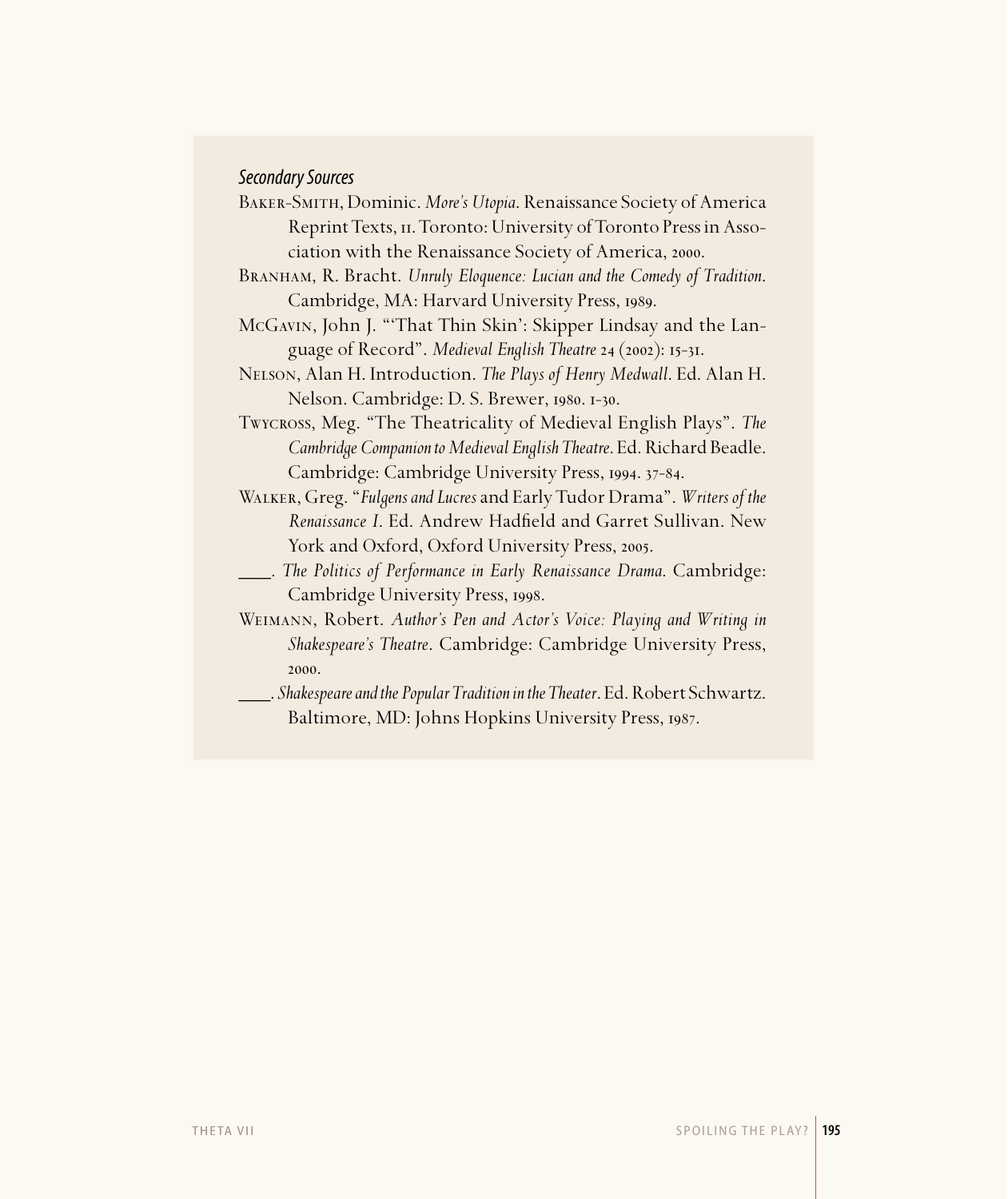*Secondary Sources*

Baker-Smith, Dominic. *More's Utopia*. Renaissance Society of America Reprint Texts, 11. Toronto: University of Toronto Press in Association with the Renaissance Society of America, 2000.

Branham, R. Bracht. *Unruly Eloquence: Lucian and the Comedy of Tradition*. Cambridge, MA: Harvard University Press, 1989.

McGavin, John J. "'That Thin Skin': Skipper Lindsay and the Language of Record". *Medieval English Theatre* 24 (2002): 15-31.

Nelson, Alan H. Introduction. *The Plays of Henry Medwall*. Ed. Alan H. Nelson. Cambridge: D. S. Brewer, 1980. 1-30.

Twycross, Meg. "The Theatricality of Medieval English Plays". *The Cambridge Companion to Medieval English Theatre*. Ed. Richard Beadle. Cambridge: Cambridge University Press, 1994. 37-84.

Walker, Greg. "*Fulgens and Lucres* and Early Tudor Drama". *Writers of the Renaissance I*. Ed. Andrew Hadfield and Garret Sullivan. New York and Oxford, Oxford University Press, 2005.

\_\_\_\_. *The Politics of Performance in Early Renaissance Drama*. Cambridge: Cambridge University Press, 1998.

Weimann, Robert. *Author's Pen and Actor's Voice: Playing and Writing in Shakespeare's Theatre*. Cambridge: Cambridge University Press, 2000.

\_\_\_\_. *Shakespeare and the Popular Tradition in the Theater*. Ed. Robert Schwartz. Baltimore, MD: Johns Hopkins University Press, 1987.